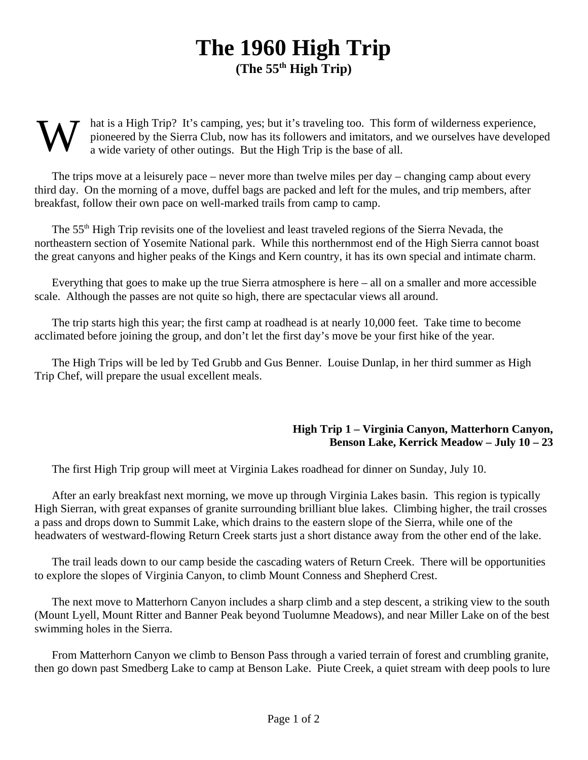# The 1960 High Trip

**(The 55th High Trip)**

What is a High Trip? It's camping, yes; but it's traveling too. This form of wilderness experience, pioneered by the Sierra Club, now has its followers and imitators, and we ourselves have developed a wide variety of other outings. But the High Trip is the base of all.

The trips move at a leisurely pace – never more than twelve miles per day – changing camp about every third day. On the morning of a move, duffel bags are packed and left for the mules, and trip members, after breakfast, follow their own pace on well-marked trails from camp to camp.

The 55th High Trip revisits one of the loveliest and least traveled regions of the Sierra Nevada, the northeastern section of Yosemite National park. While this northernmost end of the High Sierra cannot boast the great canyons and higher peaks of the Kings and Kern country, it has its own special and intimate charm.

Everything that goes to make up the true Sierra atmosphere is here – all on a smaller and more accessible scale. Although the passes are not quite so high, there are spectacular views all around.

The trip starts high this year; the first camp at roadhead is at nearly 10,000 feet. Take time to become acclimated before joining the group, and don't let the first day's move be your first hike of the year.

The High Trips will be led by Ted Grubb and Gus Benner. Louise Dunlap, in her third summer as High Trip Chef, will prepare the usual excellent meals.

**High Trip 1 – Virginia Canyon, Matterhorn Canyon, Benson Lake, Kerrick Meadow – July 10 – 23**

The first High Trip group will meet at Virginia Lakes roadhead for dinner on Sunday, July 10.

After an early breakfast next morning, we move up through Virginia Lakes basin. This region is typically High Sierran, with great expanses of granite surrounding brilliant blue lakes. Climbing higher, the trail crosses a pass and drops down to Summit Lake, which drains to the eastern slope of the Sierra, while one of the headwaters of westward-flowing Return Creek starts just a short distance away from the other end of the lake.

The trail leads down to our camp beside the cascading waters of Return Creek. There will be opportunities to explore the slopes of Virginia Canyon, to climb Mount Conness and Shepherd Crest.

The next move to Matterhorn Canyon includes a sharp climb and a step descent, a striking view to the south (Mount Lyell, Mount Ritter and Banner Peak beyond Tuolumne Meadows), and near Miller Lake on of the best swimming holes in the Sierra.

From Matterhorn Canyon we climb to Benson Pass through a varied terrain of forest and crumbling granite, then go down past Smedberg Lake to camp at Benson Lake. Piute Creek, a quiet stream with deep pools to lure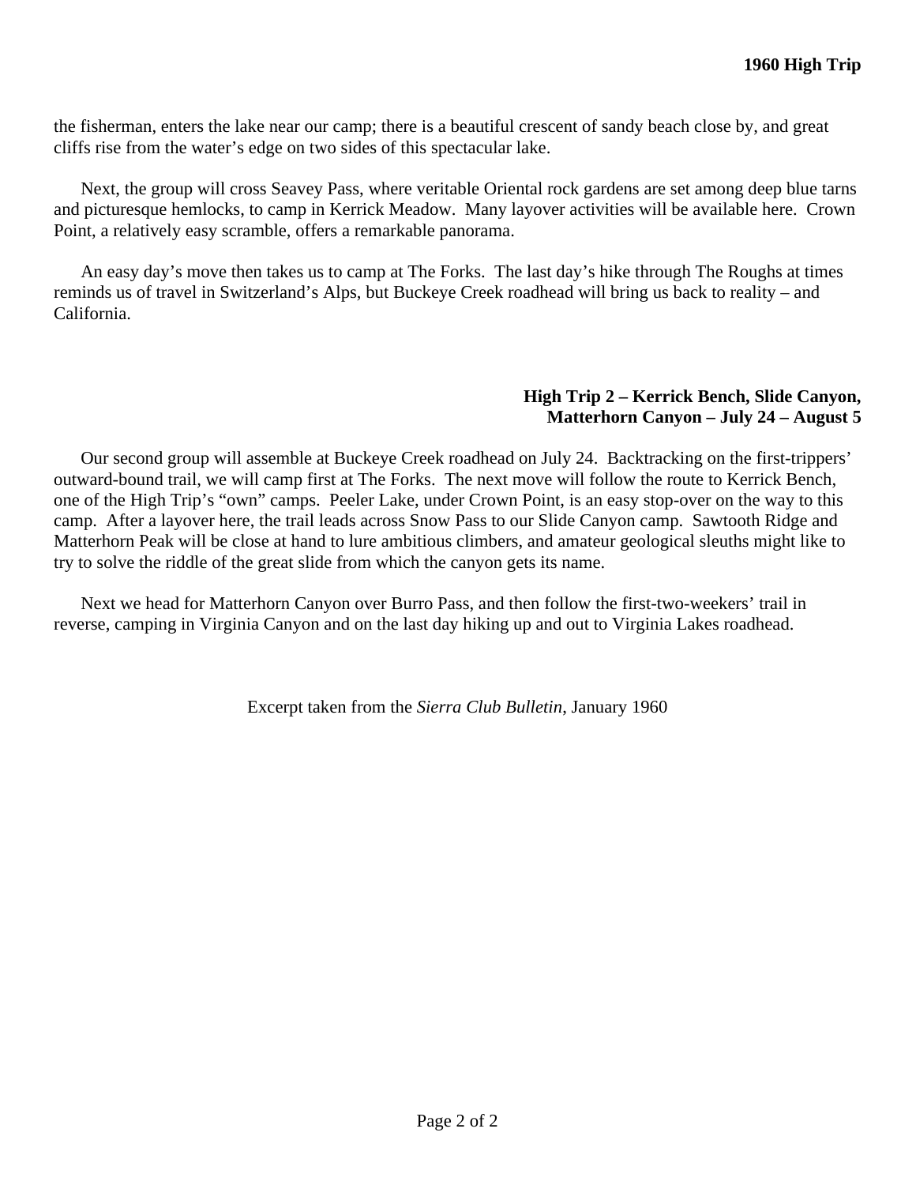the fisherman, enters the lake near our camp; there is a beautiful crescent of sandy beach close by, and great cliffs rise from the water's edge on two sides of this spectacular lake.

Next, the group will cross Seavey Pass, where veritable Oriental rock gardens are set among deep blue tarns and picturesque hemlocks, to camp in Kerrick Meadow. Many layover activities will be available here. Crown Point, a relatively easy scramble, offers a remarkable panorama.

An easy day's move then takes us to camp at The Forks. The last day's hike through The Roughs at times reminds us of travel in Switzerland's Alps, but Buckeye Creek roadhead will bring us back to reality – and California.

### High Trip 2 – Kerrick Bench, Slide Canyon, Matterhorn Canyon – July 24 – August 5

Our second group will assemble at Buckeye Creek roadhead on July 24. Backtracking on the first-trippers' outward-bound trail, we will camp first at The Forks. The next move will follow the route to Kerrick Bench, one of the High Trip's "own" camps. Peeler Lake, under Crown Point, is an easy stop-over on the way to this camp. After a layover here, the trail leads across Snow Pass to our Slide Canyon camp. Sawtooth Ridge and Matterhorn Peak will be close at hand to lure ambitious climbers, and amateur geological sleuths might like to try to solve the riddle of the great slide from which the canyon gets its name.

Next we head for Matterhorn Canyon over Burro Pass, and then follow the first-two-weekers' trail in reverse, camping in Virginia Canyon and on the last day hiking up and out to Virginia Lakes roadhead.

Excerpt taken from the *Sierra Club Bulletin*, January 1960